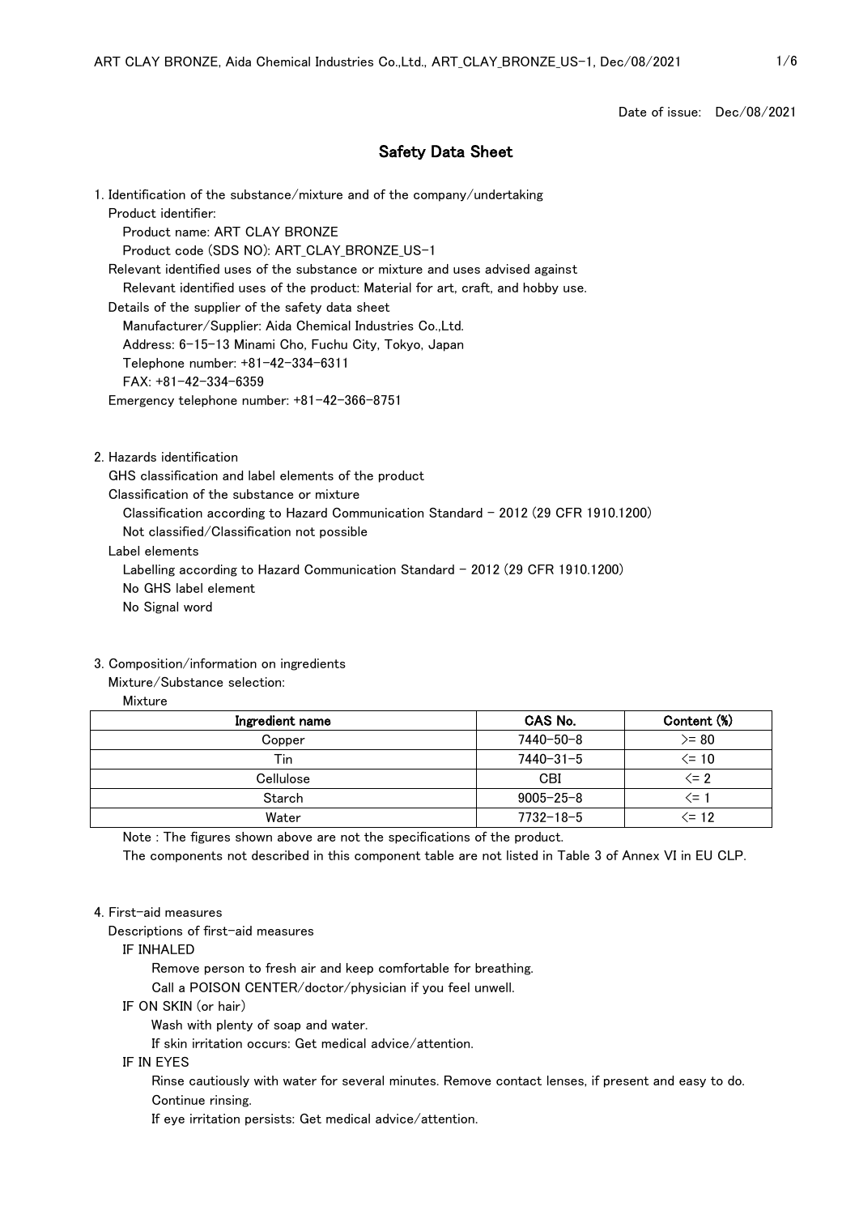Date of issue: Dec/08/2021

# Safety Data Sheet

## 1. Identification of the substance/mixture and of the company/undertaking

Product identifier:

Product name: ART CLAY BRONZE

Product code (SDS NO): ART_CLAY_BRONZE_US-1

Relevant identified uses of the substance or mixture and uses advised against

Relevant identified uses of the product: Material for art, craft, and hobby use.

Details of the supplier of the safety data sheet

Manufacturer/Supplier: Aida Chemical Industries Co.,Ltd.

Address: 6-15-13 Minami Cho, Fuchu City, Tokyo, Japan

Telephone number: +81-42-334-6311

FAX: +81-42-334-6359

Emergency telephone number: +81-42-366-8751

## 2. Hazards identification

GHS classification and label elements of the product

Classification of the substance or mixture

Classification according to Hazard Communication Standard - 2012 (29 CFR 1910.1200)

Not classified/Classification not possible

Label elements

Labelling according to Hazard Communication Standard - 2012 (29 CFR 1910.1200)

No GHS label element

No Signal word

## 3. Composition/information on ingredients

Mixture/Substance selection:

Mixture

| Ingredient name | CAS No. | Content (%) |
|---|---|---|
| Copper | 7440-50-8 | >= 80 |
| Tin | 7440-31-5 | <= 10 |
| Cellulose | CBI | <= 2 |
| Starch | 9005-25-8 | <= 1 |
| Water | 7732-18-5 | <= 12 |

Note : The figures shown above are not the specifications of the product.

The components not described in this component table are not listed in Table 3 of Annex VI in EU CLP.

## 4. First-aid measures

Descriptions of first-aid measures

IF INHALED

Remove person to fresh air and keep comfortable for breathing.

Call a POISON CENTER/doctor/physician if you feel unwell.

IF ON SKIN (or hair)

Wash with plenty of soap and water.

If skin irritation occurs: Get medical advice/attention.

IF IN EYES

Rinse cautiously with water for several minutes. Remove contact lenses, if present and easy to do. Continue rinsing.

If eye irritation persists: Get medical advice/attention.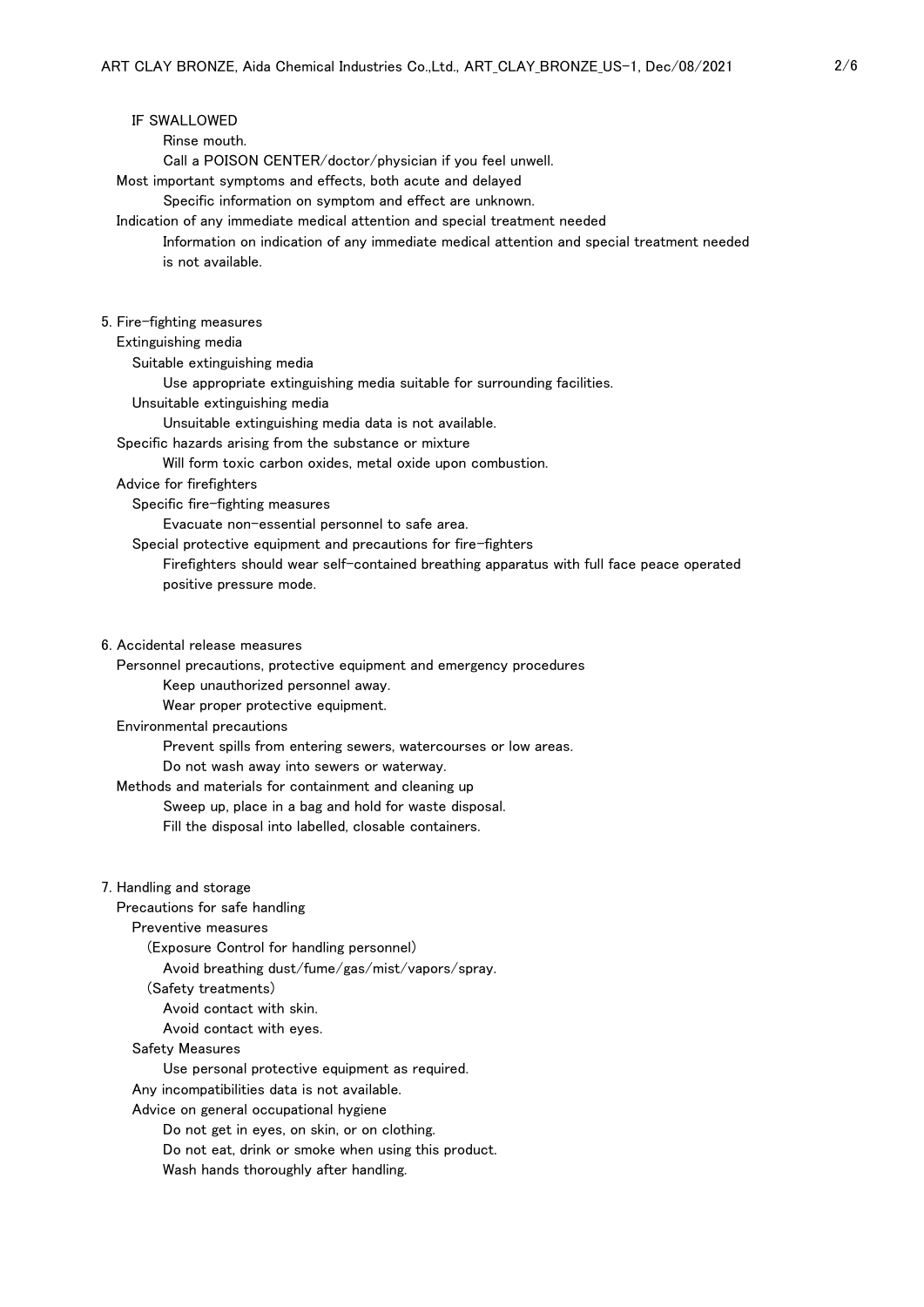IF SWALLOWED

Rinse mouth.

Call a POISON CENTER/doctor/physician if you feel unwell.

Most important symptoms and effects, both acute and delayed

Specific information on symptom and effect are unknown.

Indication of any immediate medical attention and special treatment needed

Information on indication of any immediate medical attention and special treatment needed is not available.

## 5. Fire-fighting measures

Extinguishing media

Suitable extinguishing media

Use appropriate extinguishing media suitable for surrounding facilities.

Unsuitable extinguishing media

Unsuitable extinguishing media data is not available.

Specific hazards arising from the substance or mixture

Will form toxic carbon oxides, metal oxide upon combustion.

Advice for firefighters

Specific fire-fighting measures

Evacuate non-essential personnel to safe area.

Special protective equipment and precautions for fire-fighters

Firefighters should wear self-contained breathing apparatus with full face peace operated positive pressure mode.

## 6. Accidental release measures

Personnel precautions, protective equipment and emergency procedures

Keep unauthorized personnel away.

Wear proper protective equipment.

Environmental precautions

Prevent spills from entering sewers, watercourses or low areas.

Do not wash away into sewers or waterway.

Methods and materials for containment and cleaning up

Sweep up, place in a bag and hold for waste disposal.

Fill the disposal into labelled, closable containers.

## 7. Handling and storage

Precautions for safe handling

Preventive measures

(Exposure Control for handling personnel)

Avoid breathing dust/fume/gas/mist/vapors/spray.

(Safety treatments)

Avoid contact with skin.

Avoid contact with eyes.

Safety Measures

Use personal protective equipment as required.

Any incompatibilities data is not available.

Advice on general occupational hygiene

Do not get in eyes, on skin, or on clothing.

Do not eat, drink or smoke when using this product.

Wash hands thoroughly after handling.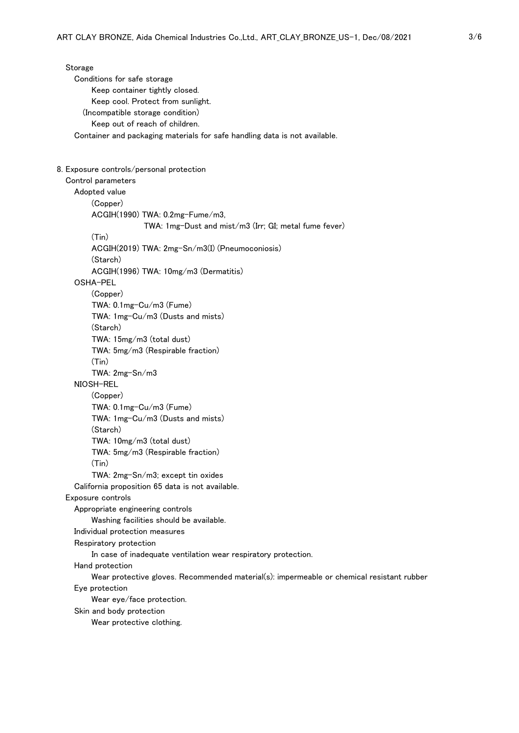Storage

Conditions for safe storage

Keep container tightly closed.

Keep cool. Protect from sunlight.

(Incompatible storage condition)

Keep out of reach of children.

Container and packaging materials for safe handling data is not available.

## 8. Exposure controls/personal protection

### Control parameters

Adopted value

(Copper)

ACGIH(1990) TWA: 0.2mg-Fume/m3,

TWA: 1mg-Dust and mist/m3 (Irr; GI; metal fume fever)

(Tin)

ACGIH(2019) TWA: 2mg-Sn/m3(I) (Pneumoconiosis)

(Starch)

ACGIH(1996) TWA: 10mg/m3 (Dermatitis)

OSHA-PEL

(Copper)

TWA: 0.1mg-Cu/m3 (Fume)

TWA: 1mg-Cu/m3 (Dusts and mists)

(Starch)

TWA: 15mg/m3 (total dust)

TWA: 5mg/m3 (Respirable fraction)

(Tin)

TWA: 2mg-Sn/m3

NIOSH-REL

(Copper)

TWA: 0.1mg-Cu/m3 (Fume)

TWA: 1mg-Cu/m3 (Dusts and mists)

(Starch)

TWA: 10mg/m3 (total dust)

TWA: 5mg/m3 (Respirable fraction)

(Tin)

TWA: 2mg-Sn/m3; except tin oxides

California proposition 65 data is not available.

### Exposure controls

Appropriate engineering controls

Washing facilities should be available.

Individual protection measures

Respiratory protection

In case of inadequate ventilation wear respiratory protection.

Hand protection

Wear protective gloves. Recommended material(s): impermeable or chemical resistant rubber

Eye protection

Wear eye/face protection.

Skin and body protection

Wear protective clothing.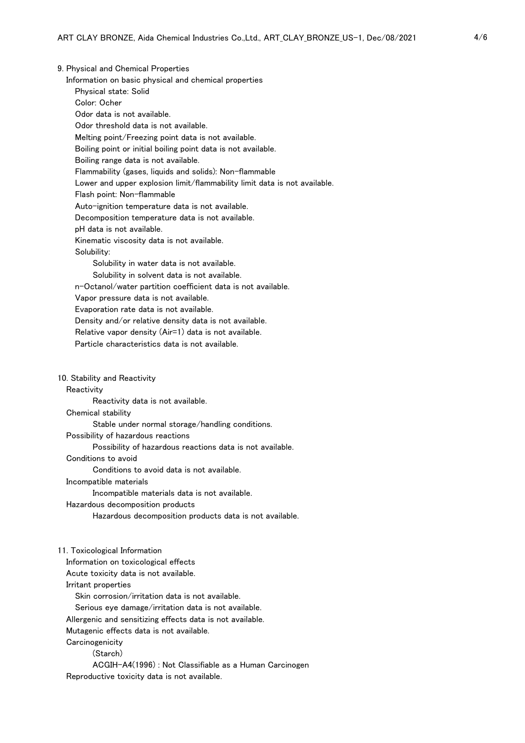## 9. Physical and Chemical Properties

Information on basic physical and chemical properties

- Physical state: Solid
- Color: Ocher
- Odor data is not available.
- Odor threshold data is not available.
- Melting point/Freezing point data is not available.
- Boiling point or initial boiling point data is not available.
- Boiling range data is not available.
- Flammability (gases, liquids and solids): Non-flammable
- Lower and upper explosion limit/flammability limit data is not available.
- Flash point: Non-flammable
- Auto-ignition temperature data is not available.
- Decomposition temperature data is not available.
- pH data is not available.
- Kinematic viscosity data is not available.
- Solubility:
  - Solubility in water data is not available.
  - Solubility in solvent data is not available.
- n-Octanol/water partition coefficient data is not available.
- Vapor pressure data is not available.
- Evaporation rate data is not available.
- Density and/or relative density data is not available.
- Relative vapor density (Air=1) data is not available.
- Particle characteristics data is not available.

## 10. Stability and Reactivity

Reactivity

Reactivity data is not available.

Chemical stability

Stable under normal storage/handling conditions.

Possibility of hazardous reactions

Possibility of hazardous reactions data is not available.

Conditions to avoid

Conditions to avoid data is not available.

Incompatible materials

Incompatible materials data is not available.

Hazardous decomposition products

Hazardous decomposition products data is not available.

## 11. Toxicological Information

Information on toxicological effects

Acute toxicity data is not available.

Irritant properties

- Skin corrosion/irritation data is not available.
- Serious eye damage/irritation data is not available.

Allergenic and sensitizing effects data is not available.

Mutagenic effects data is not available.

Carcinogenicity

(Starch)

ACGIH-A4(1996) : Not Classifiable as a Human Carcinogen

Reproductive toxicity data is not available.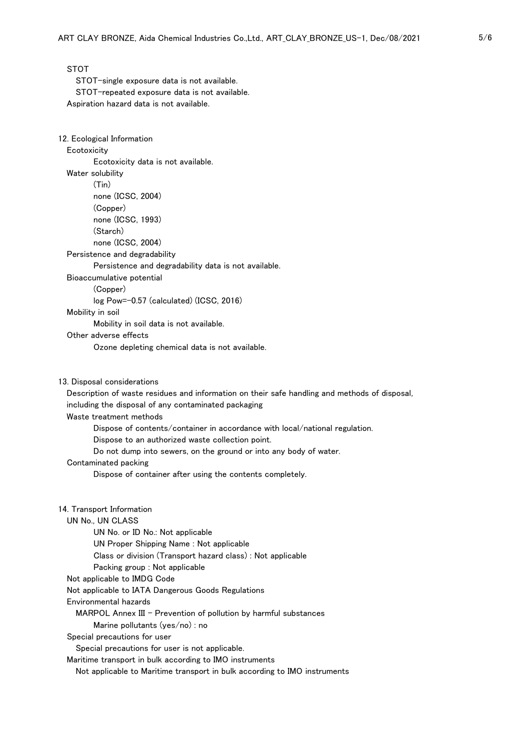STOT

STOT-single exposure data is not available.

STOT-repeated exposure data is not available.

Aspiration hazard data is not available.

## 12. Ecological Information

Ecotoxicity

Ecotoxicity data is not available.

Water solubility

(Tin)

none (ICSC, 2004)

(Copper)

none (ICSC, 1993)

(Starch)

none (ICSC, 2004)

Persistence and degradability

Persistence and degradability data is not available.

Bioaccumulative potential

(Copper)

log Pow=-0.57 (calculated) (ICSC, 2016)

Mobility in soil

Mobility in soil data is not available.

Other adverse effects

Ozone depleting chemical data is not available.

## 13. Disposal considerations

Description of waste residues and information on their safe handling and methods of disposal, including the disposal of any contaminated packaging

Waste treatment methods

Dispose of contents/container in accordance with local/national regulation.

Dispose to an authorized waste collection point.

Do not dump into sewers, on the ground or into any body of water.

Contaminated packing

Dispose of container after using the contents completely.

## 14. Transport Information

UN No., UN CLASS

UN No. or ID No.: Not applicable

UN Proper Shipping Name : Not applicable

Class or division (Transport hazard class) : Not applicable

Packing group : Not applicable

Not applicable to IMDG Code

Not applicable to IATA Dangerous Goods Regulations

Environmental hazards

MARPOL Annex III - Prevention of pollution by harmful substances

Marine pollutants (yes/no) : no

Special precautions for user

Special precautions for user is not applicable.

Maritime transport in bulk according to IMO instruments

Not applicable to Maritime transport in bulk according to IMO instruments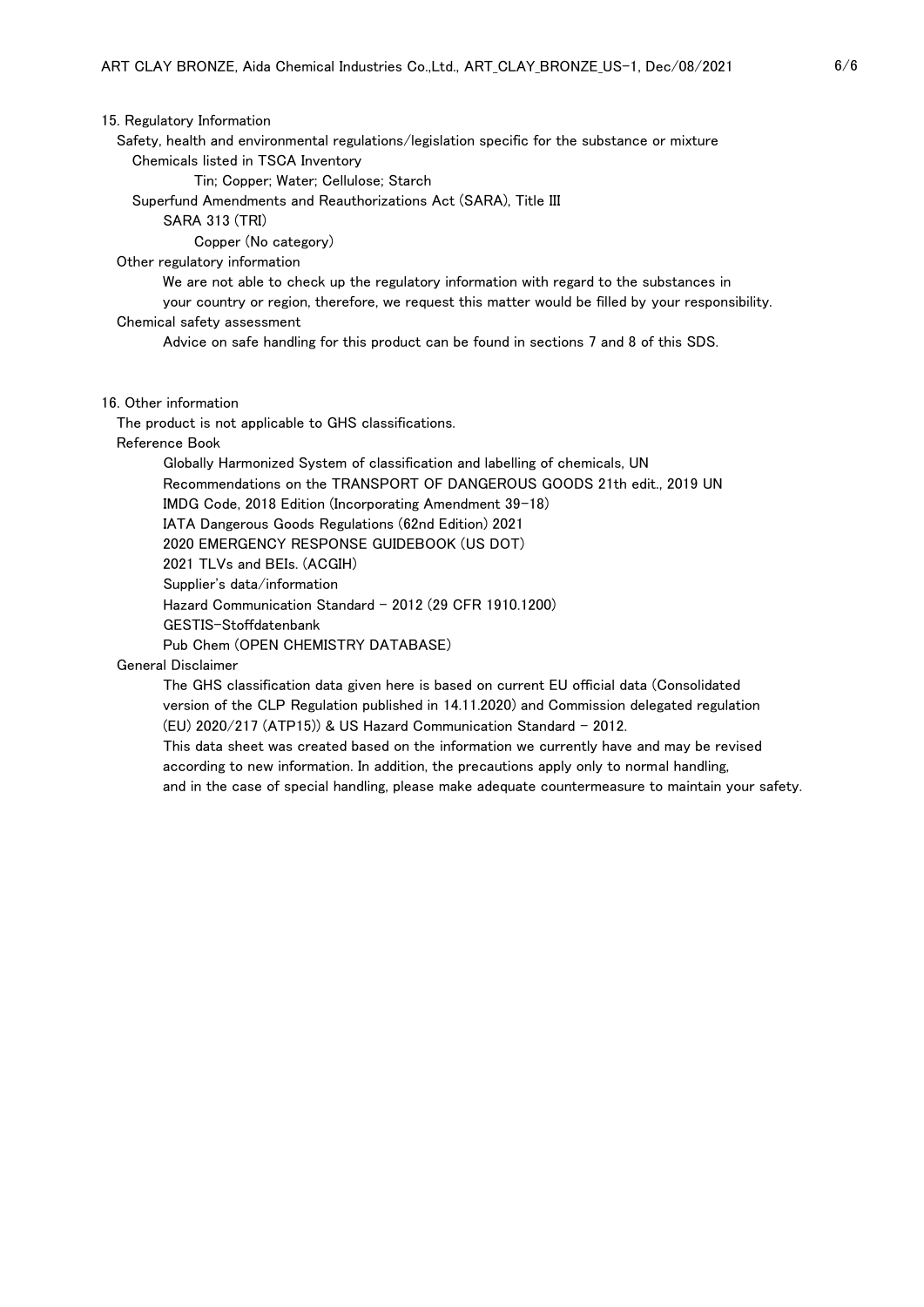## 15. Regulatory Information

Safety, health and environmental regulations/legislation specific for the substance or mixture

Chemicals listed in TSCA Inventory

Tin; Copper; Water; Cellulose; Starch

Superfund Amendments and Reauthorizations Act (SARA), Title III

SARA 313 (TRI)

Copper (No category)

Other regulatory information

We are not able to check up the regulatory information with regard to the substances in your country or region, therefore, we request this matter would be filled by your responsibility.

Chemical safety assessment

Advice on safe handling for this product can be found in sections 7 and 8 of this SDS.

## 16. Other information

The product is not applicable to GHS classifications.

Reference Book

Globally Harmonized System of classification and labelling of chemicals, UN
Recommendations on the TRANSPORT OF DANGEROUS GOODS 21th edit., 2019 UN
IMDG Code, 2018 Edition (Incorporating Amendment 39-18)
IATA Dangerous Goods Regulations (62nd Edition) 2021
2020 EMERGENCY RESPONSE GUIDEBOOK (US DOT)
2021 TLVs and BEIs. (ACGIH)
Supplier's data/information
Hazard Communication Standard - 2012 (29 CFR 1910.1200)
GESTIS-Stoffdatenbank
Pub Chem (OPEN CHEMISTRY DATABASE)

General Disclaimer

The GHS classification data given here is based on current EU official data (Consolidated version of the CLP Regulation published in 14.11.2020) and Commission delegated regulation (EU) 2020/217 (ATP15)) & US Hazard Communication Standard - 2012.
This data sheet was created based on the information we currently have and may be revised according to new information. In addition, the precautions apply only to normal handling, and in the case of special handling, please make adequate countermeasure to maintain your safety.